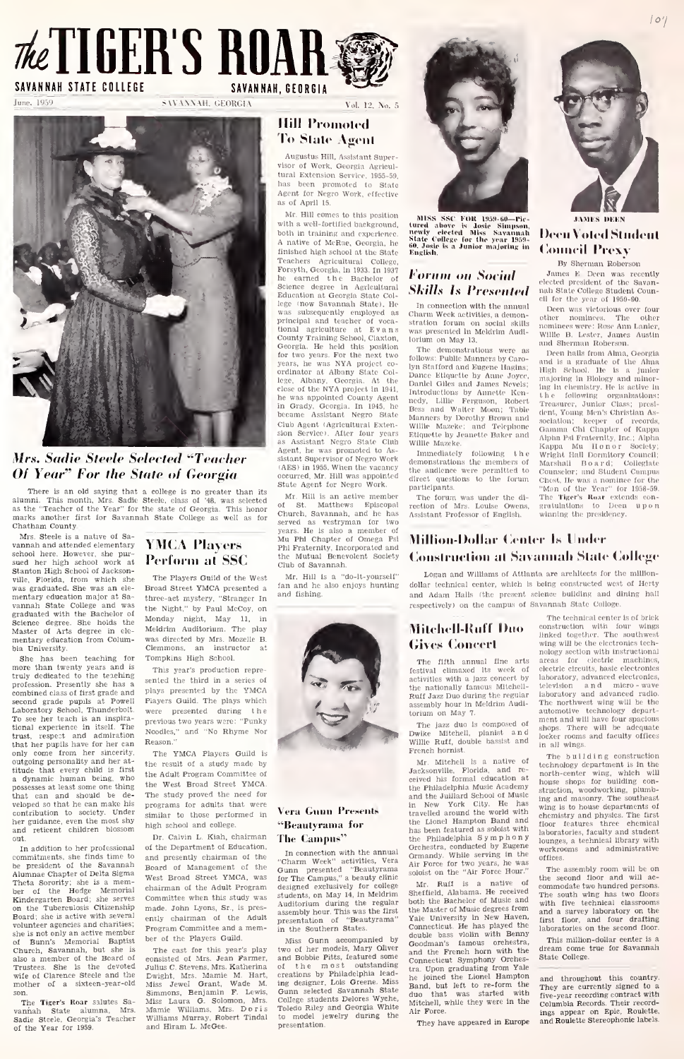# The TIGER'S ROAR

SAVANNAH STATE COLLEGE — SAVANNAH, GEORGIA

June, 1959 — SAVANNAH, GEORGIA — Vol. 12, No. 5

## Mrs. Sadie Steele Selected "Teacher Of Year" For the State of Georgia

There is an old saying that a college is no greater than its alumni. This month, Mrs. Sadie Steele, class of '48, was selected as the "Teacher of the Year" for the state of Georgia. This honor marks another first for Savannah State College as well as for Chatham County.

Mrs. Steele is a native of Savannah and attended elementary school here. However, she pursued her high school work at Stanton High School of Jacksonville, Florida, from which she was graduated. She was an elementary education major at Savannah State College and was graduated with the Bachelor of Science degree. She holds the Master of Arts degree in elementary education from Columbia University.

She has been teaching for more than twenty years and is truly dedicated to the teaching profession. Presently she has a combined class of first grade and second grade pupils at Powell Laboratory School, Thunderbolt. To see her teach is an inspirational experience in itself. The trust, respect and admiration that her pupils have for her can only come from her sincerity, outgoing personality and her attitude that every child is first a dynamic human being, who possesses at least some one thing that can and should be developed so that he can make his contribution to society. Under her guidance, even the most shy and reticent children blossom out.

In addition to her professional commitments, she finds time to be president of the Savannah Alumnae Chapter of Delta Sigma Theta Sorority; she is a member of the Hodge Memorial Kindergarten Board; she serves on the Tuberculosis Citizenship Board; she is active with several volunteer agencies and charities; she is not only an active member of Bunn's Memorial Baptist Church, Savannah, but she is also a member of the Board of Trustees. She is the devoted wife of Clarence Steele and the mother of a sixteen-year-old son.

The **Tiger's Roar** salutes Savannah State alumna, Mrs. Sadie Steele, Georgia's Teacher of the Year for 1959.

## YMCA Players Perform at SSC

The Players Guild of the West Broad Street YMCA presented a three-act mystery, "Stranger In the Night," by Paul McCoy, on Monday night, May 11, in Meldrim Auditorium. The play was directed by Mrs. Mozelle B. Clemmons, an instructor at Tompkins High School.

This year's production represented the third in a series of plays presented by the YMCA Players Guild. The plays which were presented during the previous two years were: "Funky Noodles," and "No Rhyme Nor Reason."

The YMCA Players Guild is the result of a study made by the Adult Program Committee of the West Broad Street YMCA. The study proved the need for programs for adults that were similar to those performed in high school and college.

Dr. Calvin L. Kiah, chairman of the Department of Education, and presently chairman of the Board of Management of the West Broad Street YMCA, was chairman of the Adult Program Committee when this study was made. John Lyons, Sr., is presently chairman of the Adult Program Committee and a member of the Players Guild.

The cast for this year's play consisted of Mrs. Jean Farmer, Julius C. Stevens, Mrs. Katherina Dwight, Mrs. Mamie M. Hart, Miss Jewel Grant, Wade M. Simmons, Benjamin F. Lewis, Miss Laura G. Solomon, Mrs. Mamie Williams, Mrs. Doris Williams Murray, Robert Tindal and Hiram L. McGee.

## Hill Promoted To State Agent

Augustus Hill, Assistant Supervisor of Work, Georgia Agricultural Extension Service, 1955-59, has been promoted to State Agent for Negro Work, effective as of April 15.

Mr. Hill comes to this position with a well-fortified background, both in training and experience. A native of McRae, Georgia, he finished high school at the State Teachers Agricultural College, Forsyth, Georgia, in 1933. In 1937 he earned the Bachelor of Science degree in Agricultural Education at Georgia State College (now Savannah State). He was subsequently employed as principal and teacher of vocational agriculture at Evans County Training School, Claxton, Georgia. He held this position for two years. For the next two years, he was NYA project coordinator at Albany State College, Albany, Georgia. At the close of the NYA project in 1941, he was appointed County Agent in Grady, Georgia. In 1945, he became Assistant Negro State Club Agent (Agricultural Extension Service). After four years as Assistant Negro State Club Agent, he was promoted to Assistant Supervisor of Negro Work (AES) in 1955. When the vacancy occurred, Mr. Hill was appointed State Agent for Negro Work.

Mr. Hill is an active member of St. Matthews Episcopal Church, Savannah, and he has served as vestryman for two years. He is also a member of Mu Phi Chapter of Omega Psi Phi Fraternity, Incorporated and the Mutual Benevolent Society Club of Savannah.

Mr. Hill is a "do-it-yourself" fan and he also enjoys hunting and fishing.

## Vera Gunn Presents "Beautyrama for The Campus"

In connection with the annual "Charm Week" activities, Vera Gunn presented "Beautyrama for The Campus," a beauty clinic designed exclusively for college students, on May 14, in Meldrim Auditorium during the regular assembly hour. This was the first presentation of "Beautyrama" in the Southern States.

Miss Gunn accompanied by two of her models, Mary Oliver and Bobbie Pitts, featured some of the most outstanding creations by Philadelphia leading designer, Lois Greene. Miss Gunn selected Savannah State College students Delores Wyche, Toledo Riley and Georgia White to model jewelry during the presentation.

MISS SSC FOR 1959-60—Pictured above is Josie Simpson, newly elected Miss Savannah State College for the year 1959-60. Josie is a Junior majoring in English.

## Forum on Social Skills Is Presented

In connection with the annual Charm Week activities, a demonstration forum on social skills was presented in Meldrim Auditorium on May 13.

The demonstrations were as follows: Public Manners by Carolyn Stafford and Eugene Hagins; Dance Etiquette by Anne Joyce, Daniel Giles and James Nevels; Introductions by Annette Kennedy, Lillie Ferguson, Robert Bess and Walter Moon; Table Manners by Dorothy Brown and Willie Mazeke; and Telephone Etiquette by Jeanette Baker and Willie Mazeke.

Immediately following the demonstrations the members of the audience were permitted to direct questions to the forum participants.

The forum was under the direction of Mrs. Louise Owens, Assistant Professor of English.

JAMES DEEN

## Deen Voted Student Council Prexy

By Sherman Roberson

James E. Deen was recently elected president of the Savannah State College Student Council for the year of 1959-60.

Deen was victorious over four other nominees. The other nominees were: Rose Ann Lanier, Willie B. Lester, James Austin and Sherman Roberson.

Deen hails from Alma, Georgia and is a graduate of the Alma High School. He is a junior majoring in Biology and minoring in chemistry. He is active in the following organizations: Treasurer, Junior Class; president, Young Men's Christian Association; keeper of records, Gamma Chi Chapter of Kappa Alpha Psi Fraternity, Inc.; Alpha Kappa Mu Honor Society; Wright Hall Dormitory Council; Marshall Board; Collegiate Counselor; and Student Campus Chest. He was a nominee for the "Man of the Year" for 1958-59. The **Tiger's Roar** extends congratulations to Deen upon winning the presidency.

## Million-Dollar Center Is Under Construction at Savannah State College

Logan and Williams of Atlanta are architects for the million-dollar technical center, which is being constructed west of Herty and Adam Halls (the present science building and dining hall respectively) on the campus of Savannah State College.

The technical center is of brick construction with four wings linked together. The southwest wing will be the electronics technology section with instructional areas for electric machines, electric circuits, basic electronics laboratory, advanced electronics, television and micro-wave laboratory and advanced radio. The northwest wing will be the automotive technology department and will have four spacious shops. There will be adequate locker rooms and faculty offices in all wings.

The building construction technology department is in the north-center wing, which will house shops for building construction, woodworking, plumbing and masonry. The southeast wing is to house departments of chemistry and physics. The first floor features three chemical laboratories, a technical library with workrooms and administrative offices.

The assembly room will be on the second floor and will accommodate two hundred persons. The south wing has two floors with five technical classrooms and a survey laboratory on the first floor, and four drafting laboratories on the second floor.

This million-dollar center is a dream come true for Savannah State College.

## Mitchell-Ruff Duo Gives Concert

The fifth annual fine arts festival climaxed its week of activities with a jazz concert by the nationally famous Mitchell-Ruff Jazz Duo during the regular assembly hour in Meldrim Auditorium on May 7.

The jazz duo is composed of Dwike Mitchell, pianist and Willie Ruff, double bassist and French hornist.

Mr. Mitchell is a native of Jacksonville, Florida, and received his formal education at the Philadelphia Music Academy and the Juilliard School of Music in New York City. He has travelled around the world with the Lionel Hampton Band and has been featured as soloist with the Philadelphia Symphony Orchestra, conducted by Eugene Ormandy. While serving in the Air Force for two years, he was soloist on the "Air Force Hour."

Mr. Ruff is a native of Sheffield, Alabama. He received both the Bachelor of Music and the Master of Music degrees from Yale University in New Haven, Connecticut. He has played the double bass violin with Benny Goodman's famous orchestra, and the French horn with the Connecticut Symphony Orchestra. Upon graduating from Yale he joined the Lionel Hampton Band, but left to re-form the duo that was started with Mitchell, while they were in the Air Force.

They have appeared in Europe and throughout this country. They are currently signed to a five-year recording contract with Columbia Records. Their recordings appear on Epic, Roulette, and Roulette Stereophonic labels.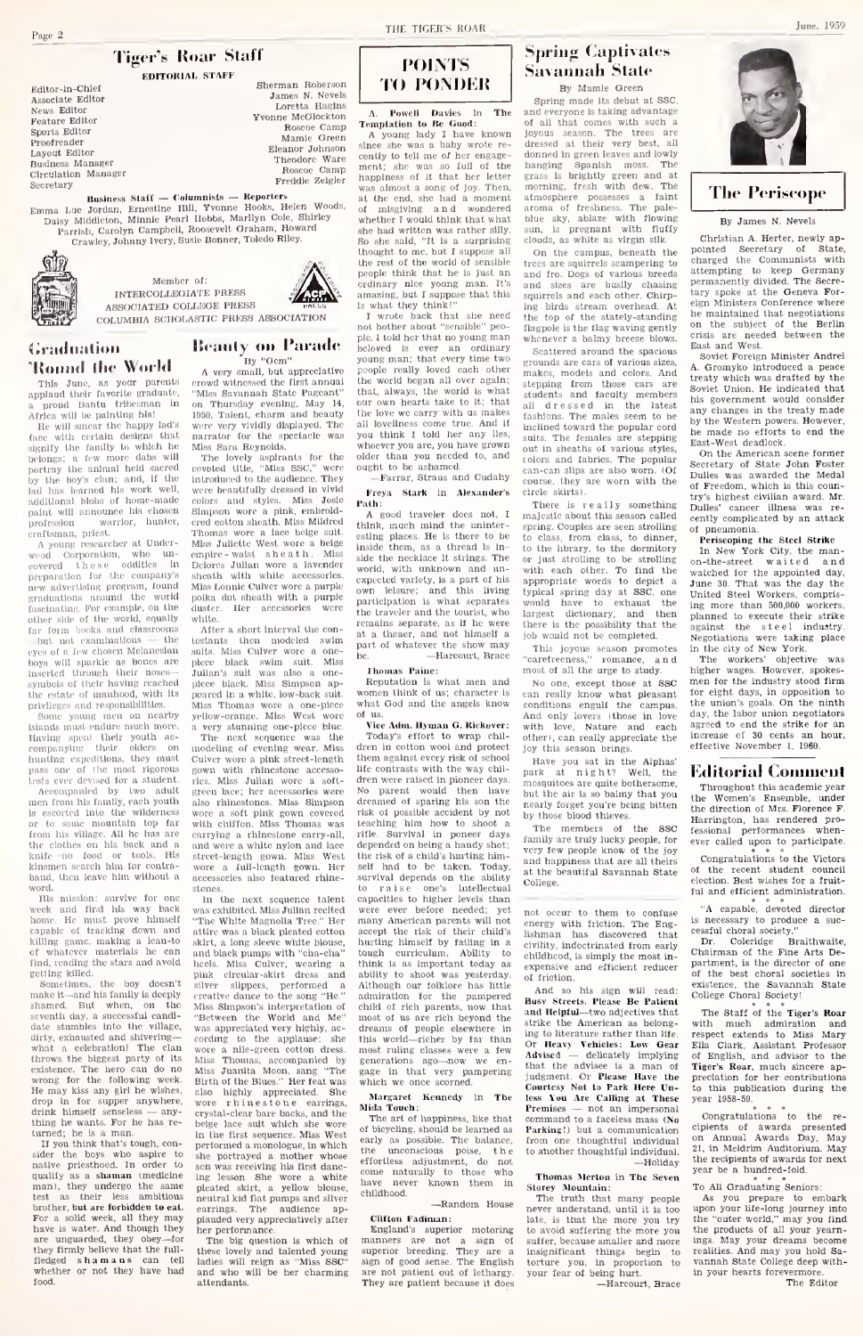## Tiger's Roar Staff

**EDITORIAL STAFF**

Editor-in-Chief — Sherman Roberson
Associate Editor — James N. Nevels
News Editor — Loretta Hagins
Feature Editor — Yvonne McClockton
Sports Editor — Roscoe Camp
Proofreader — Mamie Green
Layout Editor — Eleanor Johnson
Business Manager — Theodore Ware
Circulation Manager — Roscoe Camp
Secretary — Freddie Zeigler

**Business Staff — Columnists — Reporters**

Emma Lue Jordan, Ernestine Hill, Yvonne Hooks, Helen Woods, Daisy Middleton, Minnie Pearl Hobbs, Marilyn Cole, Shirley Parrish, Carolyn Campbell, Roosevelt Graham, Howard Crawley, Johnny Ivery, Susie Bonner, Toledo Riley.

Member of:
INTERCOLLEGIATE PRESS
ASSOCIATED COLLEGE PRESS
COLUMBIA SCHOLASTIC PRESS ASSOCIATION

## Graduation 'Round the World

This June, as your parents applaud their favorite graduate, a proud Bantu tribesman in Africa will be painting his!

He will smear the happy lad's face with certain designs that signify the family to which he belongs; a few more dabs will portray the animal held sacred by the boy's clan; and, if the lad has learned his work well, additional blobs of home-made paint will announce his chosen profession — warrior, hunter, craftsman, priest.

A young researcher at Underwood Corporation, who uncovered these oddities in preparation for the company's new advertising program, found graduations around the world fascinating. For example, on the other side of the world, equally far from books and classrooms — but not examinations — the eyes of a few chosen Melanesian boys will sparkle as bones are inserted through their noses — symbols of their having reached the estate of manhood, with its privileges and responsibilities.

Some young men on nearby islands must endure much more. Having spent their youth accompanying their elders on hunting expeditions, they must pass one of the most rigorous tests ever devised for a student.

Accompanied by two adult men from his family, each youth is escorted into the wilderness or to some mountain top far from his village. All he has are the clothes on his back and a knife — no food or tools. His kinsmen search him for contraband, then leave him without a word.

His mission: survive for one week and find his way back home. He must prove himself capable of tracking down and killing game, making a lean-to of whatever materials he can find, reading the stars and avoid getting killed.

Sometimes, the boy doesn't make it — and his family is deeply shamed. But when, on the seventh day, a successful candidate stumbles into the village, dirty, exhausted and shivering — what a celebration! The clan throws the biggest party of its existence. The hero can do no wrong for the following week. He may kiss any girl he wishes, drop in for supper anywhere, drink himself senseless — anything he wants. For he has returned; he is a man.

If you think that's tough, consider the boys who aspire to native priesthood. In order to qualify as a **shaman** (medicine man), they undergo the same test as their less ambitious brother, **but are forbidden to eat**. For a solid week, all they may have is water. And though they are unguarded, they obey — for they firmly believe that the full-fledged **shamans** can tell whether or not they have had food.

## Beauty on Parade

By "Gem"

A very small, but appreciative crowd witnessed the first annual "Miss Savannah State Pageant" on Thursday evening, May 14, 1959. Talent, charm and beauty were very vividly displayed. The narrator for the spectacle was Miss Sara Reynolds.

The lovely aspirants for the coveted title, "Miss SSC," were introduced to the audience. They were beautifully dressed in vivid colors and styles. Miss Josie Simpson wore a pink, embroidered cotton sheath. Miss Mildred Thomas wore a lace beige suit. Miss Juliette West wore a beige empire-waist sheath. Miss Dolores Julian wore a lavender sheath with white accessories. Miss Lonnie Culver wore a purple polka dot sheath with a purple duster. Her accessories were white.

After a short interval the contestants then modeled swim suits. Miss Culver wore a one-piece black swim suit. Miss Julian's suit was also a one-piece black. Miss Simpson appeared in a white, low-back suit. Miss Thomas wore a one-piece yellow-orange. Miss West wore a very stunning one-piece blue.

The next sequence was the modeling of evening wear. Miss Culver wore a pink street-length gown with rhinestone accessories. Miss Julian wore a soft-green lace; her accessories were also rhinestones. Miss Simpson wore a soft pink gown covered with chiffon. Miss Thomas was carrying a rhinestone carry-all, and wore a white nylon and lace street-length gown. Miss West wore a full-length gown. Her accessories also featured rhinestones.

In the next sequence talent was exhibited. Miss Julian recited "The White Magnolia Tree." Her attire was a black pleated cotton skirt, a long sleeve white blouse, and black pumps with "cha-cha" heels. Miss Culver, wearing a pink circular-skirt dress and silver slippers, performed a creative dance to the song "He." Miss Simpson's interpretation of "Between the World and Me" was appreciated very highly, according to the applause; she wore a nile-green cotton dress. Miss Thomas, accompanied by Miss Juanita Moon, sang "The Birth of the Blues." Her feat was also highly appreciated. She wore rhinestone earrings, crystal-clear bare backs, and the beige lace suit which she wore in the first sequence. Miss West performed a monologue, in which she portrayed a mother whose son was receiving his first dancing lesson. She wore a white pleated skirt, a yellow blouse, neutral kid flat pumps and silver earrings. The audience applauded very appreciatively after her performance.

The big question is which of these lovely and talented young ladies will reign as "Miss SSC" and who will be her charming attendants.

## POINTS TO PONDER

**A. Powell Davies in The Temptation to Be Good:**

A young lady I have known since she was a baby wrote recently to tell me of her engagement; she was so full of the happiness of it that her letter was almost a song of joy. Then, at the end, she had a moment of misgiving and wondered whether I would think that what she had written was rather silly. So she said, "It is a surprising thought to me, but I suppose all the rest of the world of sensible people think that he is just an ordinary nice young man. It's amazing, but I suppose that this is what they think!"

I wrote back that she need not bother about "sensible" people. I told her that no young man beloved is ever an ordinary young man; that every time two people really loved each other the world began all over again; that, always, the world is what our own hearts take to it: that the love we carry with us makes all loveliness come true. And if you think I told her any lies, whoever you are, you have grown older than you needed to, and ought to be ashamed.

—Farrar, Straus and Cudahy

**Freya Stark in Alexander's Path:**

A good traveler does not, I think, much mind the uninteresting places. He is there to be inside them, as a thread is inside the necklace it strings. The world, with unknown and unexpected variety, is a part of his own leisure; and this living participation is what separates the traveler and the tourist, who remains separate, as if he were at a theater, and not himself a part of whatever the show may be.

—Harcourt, Brace

**Thomas Paine:**

Reputation is what men and women think of us; character is what God and the angels know of us.

**Vice Adm. Hyman G. Rickover:**

Today's effort to wrap children in cotton wool and protect them against every risk of school life contrasts with the way children were raised in pioneer days. No parent would then have dreamed of sparing his son the risk of possible accident by not teaching him how to shoot a rifle. Survival in pioneer days depended on being a handy shot; the risk of a child's hurting himself had to be taken. Today, survival depends on the ability to raise one's intellectual capacities to higher levels than were ever before needed; yet many American parents will not accept the risk of their child's hurting himself by failing in a tough curriculum. Ability to think is as important today as ability to shoot was yesterday. Although our folklore has little admiration for the pampered child of rich parents, now that most of us are rich beyond the dreams of people elsewhere in this world — richer by far than most ruling classes were a few generations ago — now we engage in that very pampering which we once scorned.

**Margaret Kennedy in The Mida Touch:**

The art of happiness, like that of bicycling, should be learned as early as possible. The balance, the unconscious poise, the effortless adjustment, do not come naturally to those who have never known them in childhood.

—Random House

**Clifton Fadiman:**

England's superior motoring manners are not a sign of superior breeding. They are a sign of good sense. The English are not patient out of lethargy. They are patient because it does not occur to them to confuse energy with friction. The Englishman has discovered that civility, indoctrinated from early childhood, is simply the most inexpensive and efficient reducer of friction.

And so his sign will read: **Busy Streets. Please Be Patient and Helpful** — two adjectives that strike the American as belonging to literature rather than life. Or **Heavy Vehicles: Low Gear Advised** — delicately implying that the advisee is a man of judgment. Or **Please Have the Courtesy Not to Park Here Unless You Are Calling at These Premises** — not an impersonal command to a faceless mass (**No Parking!**) but a communication from one thoughtful individual to another thoughtful individual.

—Holiday

**Thomas Merton in The Seven Storey Mountain:**

The truth that many people never understand, until it is too late, is that the more you try to avoid suffering the more you suffer, because smaller and more insignificant things begin to torture you, in proportion to your fear of being hurt.

—Harcourt, Brace

## Spring Captivates Savannah State

By Mamie Green

Spring made its debut at SSC, and everyone is taking advantage of all that comes with such a joyous season. The trees are dressed at their very best, all donned in green leaves and lowly hanging Spanish moss. The grass is brightly green and at morning, fresh with dew. The atmosphere possesses a faint aroma of freshness. The pale-blue sky, ablaze with flowing sun, is pregnant with fluffy clouds, as white as virgin silk.

On the campus, beneath the trees are squirrels scampering to and fro. Dogs of various breeds and sizes are busily chasing squirrels and each other. Chirping birds stream overhead. At the top of the stately-standing flagpole is the flag waving gently whenever a balmy breeze blows.

Scattered around the spacious grounds are cars of various sizes, makes, models and colors. And stepping from those cars are students and faculty members all dressed in the latest fashions. The males seem to be inclined toward the popular cord suits. The females are stepping out in sheaths of various styles, colors and fabrics. The popular can-can slips are also worn. (Of course, they are worn with the circle skirts).

There is really something majestic about this season called spring. Couples are seen strolling to class, from class, to dinner, to the library, to the dormitory or just strolling to be strolling with each other. To find the appropriate words to depict a typical spring day at SSC, one would have to exhaust the largest dictionary, and then there is the possibility that the job would not be completed.

This joyous season promotes "carefreeness," romance, and most of all the urge to study.

No one, except those at SSC can really know what pleasant conditions engulf the campus. And only lovers (those in love with love, Nature and each other), can really appreciate the joy this season brings.

Have you sat in the Alphas' park at night? Well, the mosquitoes are quite bothersome, but the air is so balmy that you nearly forget you're being bitten by those blood thieves.

The members of the SSC family are truly lucky people, for very few people know of the joy and happiness that are all theirs at the beautiful Savannah State College.

## The Periscope

By James N. Nevels

Christian A. Herter, newly appointed Secretary of State, charged the Communists with attempting to keep Germany permanently divided. The Secretary spoke at the Geneva Foreign Ministers Conference where he maintained that negotiations on the subject of the Berlin crisis are needed between the East and West.

Soviet Foreign Minister Andrei A. Gromyko introduced a peace treaty which was drafted by the Soviet Union. He indicated that his government would consider any changes in the treaty made by the Western powers. However, he made no efforts to end the East-West deadlock.

On the American scene former Secretary of State John Foster Dulles was awarded the Medal of Freedom, which is this country's highest civilian award. Mr. Dulles' cancer illness was recently complicated by an attack of pneumonia.

**Periscoping the Steel Strike**

In New York City, the man-on-the-street waited and watched for the appointed day, June 30. That was the day the United Steel Workers, comprising more than 500,000 workers, planned to execute their strike against the steel industry. Negotiations were taking place in the city of New York.

The workers' objective was higher wages. However, spokesmen for the industry stood firm for eight days, in opposition to the union's goals. On the ninth day, the labor union negotiators agreed to end the strike for an increase of 30 cents an hour, effective November 1, 1960.

## Editorial Comment

Throughout this academic year the Women's Ensemble, under the direction of Mrs. Florence F. Harrington, has rendered professional performances whenever called upon to participate.

* * *

Congratulations to the Victors of the recent student council election. Best wishes for a fruitful and efficient administration.

* * *

"A capable, devoted director is necessary to produce a successful choral society."

Dr. Coleridge Braithwaite, Chairman of the Fine Arts Department, is the director of one of the best choral societies in existence, the Savannah State College Choral Society!

* * *

The Staff of the **Tiger's Roar** with much admiration and respect extends to Miss Mary Ella Clark, Assistant Professor of English, and advisor to the **Tiger's Roar**, much sincere appreciation for her contributions to this publication during the year 1958-59.

* * *

Congratulations to the recipients of awards presented on Annual Awards Day, May 21, in Meldrim Auditorium. May the recipients of awards for next year be a hundred-fold.

* * *

To All Graduating Seniors:

As you prepare to embark upon your life-long journey into the "outer world," may you find the products of all your yearnings. May your dreams become realities. And may you hold Savannah State College deep within your hearts forevermore.

The Editor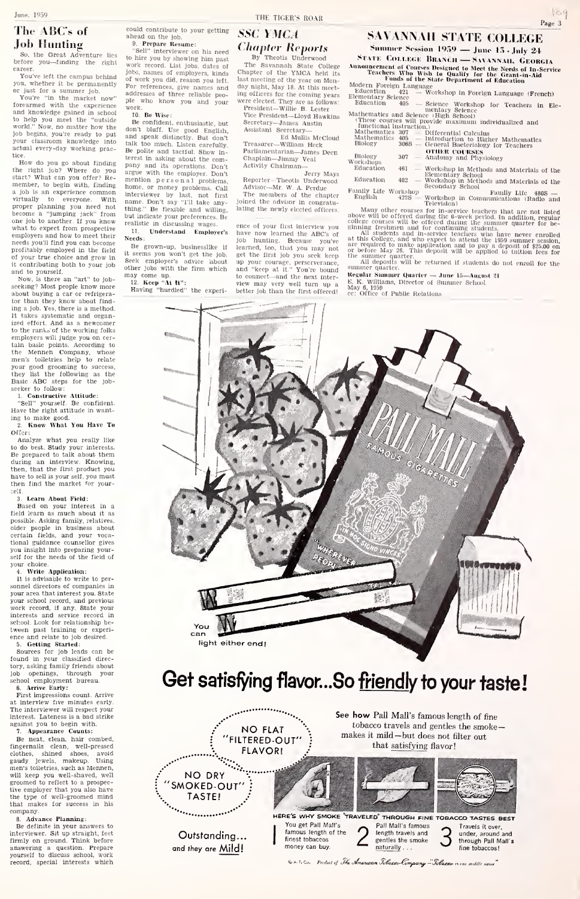## The ABC's of Job Hunting

So, the Great Adventure lies before you—finding the right career.

You've left the campus behind you, whether it be permanently or just for a summer job.

You're "in the market now" forearmed with the experience and knowledge gained in school to help you meet the "outside world." Now, no matter how the job begins, you're ready to put your classroom knowledge into actual every-day working practice.

How do you go about finding the right job? Where do you start? What can you offer? Remember, to begin with, finding a job is an experience common virtually to everyone. With proper planning you need not become a "jumping jack" from one job to another. If you know what to expect from prospective employers and how to meet their needs you'll find you can become profitably employed in the field of your true choice and grow in it contributing both to your job and to yourself.

Now, is there an "art" to job-seeking? Most people know more about buying a car or refrigerator than they know about finding a job. Yes, there is a method. It takes systematic and organized effort. And as a newcomer to the ranks of the working folks employers will judge you on certain basic points. According to the Mennen Company, whose men's toiletries help to relate your good grooming to success, they list the following as the Basic ABC steps for the job-seeker to follow:

1. **Constructive Attitude:**
"Sell" yourself. Be confident. Have the right attitude in wanting to make good.

2. **Know What You Have To Offer:**
Analyze what you really like to do best. Study your interests. Be prepared to talk about them during an interview. Knowing, then, that the first product you have to sell is your self, you must then find the market for yourself.

3. **Learn About Field:**
Based on your interest in a field learn as much about it as possible. Asking family, relatives, older people in business about certain fields, and your vocational guidance counsellor gives you insight into preparing yourself for the needs of the field of your choice.

4. **Write Application:**
It is advisable to write to personnel directors of companies in your area that interest you. State your school record, and previous work record, if any. State your interests and service record in school. Look for relationship between past training or experience and relate to job desired.

5. **Getting Started:**
Sources for job leads can be found in your classified directory, asking family friends about job openings, through your school employment bureau.

6. **Arrive Early:**
First impressions count. Arrive at interview five minutes early. The interviewer will respect your interest. Lateness is a bad strike against you to begin with.

7. **Appearance Counts:**
Be neat, clean, hair combed, fingernails clean, well-pressed clothes, shined shoes, avoid gaudy jewels, makeup. Using men's toiletries, such as Mennen, will keep you well-shaved, well groomed to reflect to a prospective employer that you also have the type of well-groomed mind that makes for success in his company.

8. **Advance Planning:**
Be definite in your answers to interviewer. Sit up straight, feet firmly on ground. Think before answering a question. Prepare yourself to discuss school, work record, special interests which could contribute to your getting ahead on the job.

9. **Prepare Resume:**
"Sell" interviewer on his need to hire you by showing him past work record. List jobs, dates of jobs, names of employers, kinds of work you did, reason you left. For references, give names and addresses of three reliable people who know you and your work.

10. **Be Wise:**
Be confident, enthusiastic, but don't bluff. Use good English, and speak distinctly. But don't talk too much. Listen carefully. Be polite and tactful. Show interest in asking about the company and its operations. Don't argue with the employer. Don't mention personal problems, home, or money problems. Call interviewer by last, not first name. Don't say "I'll take anything." Be flexible and willing, but indicate your preferences. Be realistic in discussing wages.

11. **Understand Employer's Needs:**
Be grown-up, businesslike if it seems you won't get the job. Seek employer's advice about other jobs with the firm which may come up.

12. **Keep "At It":**
Having "hurdled" the experience of your first interview you have now learned the ABC's of job hunting. Because you've learned, too, that you may not get the first job you seek keep up your courage, perserverance, and "keep at it." You're bound to connect—and the next interview may very well turn up a better job than the first offered!

## SSC YMCA Chapter Reports

By Theotis Underwood

The Savannah State College Chapter of the YMCA held its last meeting of the year on Monday night, May 18. At this meeting officers for the coming years were elected. They are as follows:

President—Willie B. Lester
Vice President—Lloyd Hawkins
Secretary—James Austin
Assistant Secretary—Ed Mullis McCloud
Treasurer—William Heck
Parliamentarian—James Deen
Chaplain—Jimmy Veal
Activity Chairman—Jerry Mays
Reporter—Theotis Underwood
Advisor—Mr. W. A. Perdue

The members of the chapter joined the advisor in congratulating the newly elected officers.

## SAVANNAH STATE COLLEGE

**Summer Session 1959 — June 15 - July 24**

**State College Branch — Savannah, Georgia**

**Announcement of Courses Designed to Meet the Needs of In-Service Teachers Who Wish to Qualify for the Grant-in-Aid Funds of the State Department of Education**

Modern Foreign Language
Education 421 — Workshop in Foreign Language (French)

Elementary Science
Education 405 — Science Workshop for Teachers in Elementary Science

Mathematics and Science (High School)
(These courses will provide maximum individualized and functional instruction.)
Mathematics 307 — Differential Calculus
Mathematics 405 — Introduction to Higher Mathematics
Biology 306S — General Bacteriology for Teachers

**OTHER COURSES**

Biology 307 — Anatomy and Physiology

Workshops
Education 461 — Workshop in Methods and Materials of the Elementary School
Education 462 — Workshop in Methods and Materials of the Secondary School

Family Life Workshop — Family Life 480S —
English 422S — Workshop in Communications (Radio and Television)

Many other courses for in-service teachers that are not listed above will be offered during the 6-week period. In addition, regular college courses will be offered during the summer quarter for beginning freshmen and for continuing students.

All students and in-service teachers who have never enrolled at this College, and who expect to attend the 1959 summer session, are required to make application and to pay a deposit of $25.00 on or before May 26. This deposit will be applied to tuition fees for the summer quarter.

All deposits will be returned if students do not enroll for the summer quarter.

**Regular Summer Quarter — June 15—August 21**

E. K. Williams, Director of Summer School
May 6, 1959
cc: Office of Public Relations

You can light either end!

# Get satisfying flavor...So friendly to your taste!

NO FLAT "FILTERED-OUT" FLAVOR!

NO DRY "SMOKED-OUT" TASTE!

See how Pall Mall's famous length of fine tobacco travels and gentles the smoke—makes it mild—but does not filter out that satisfying flavor!

Outstanding... and they are Mild!

HERE'S WHY SMOKE "TRAVELED" THROUGH FINE TOBACCO TASTES BEST

1 You get Pall Mall's famous length of the finest tobaccos money can buy.

2 Pall Mall's famous length travels and gentles the smoke naturally...

3 Travels it over, under, around and through Pall Mall's fine tobaccos!

© A. T. Co. Product of The American Tobacco Company — "Tobacco is our middle name"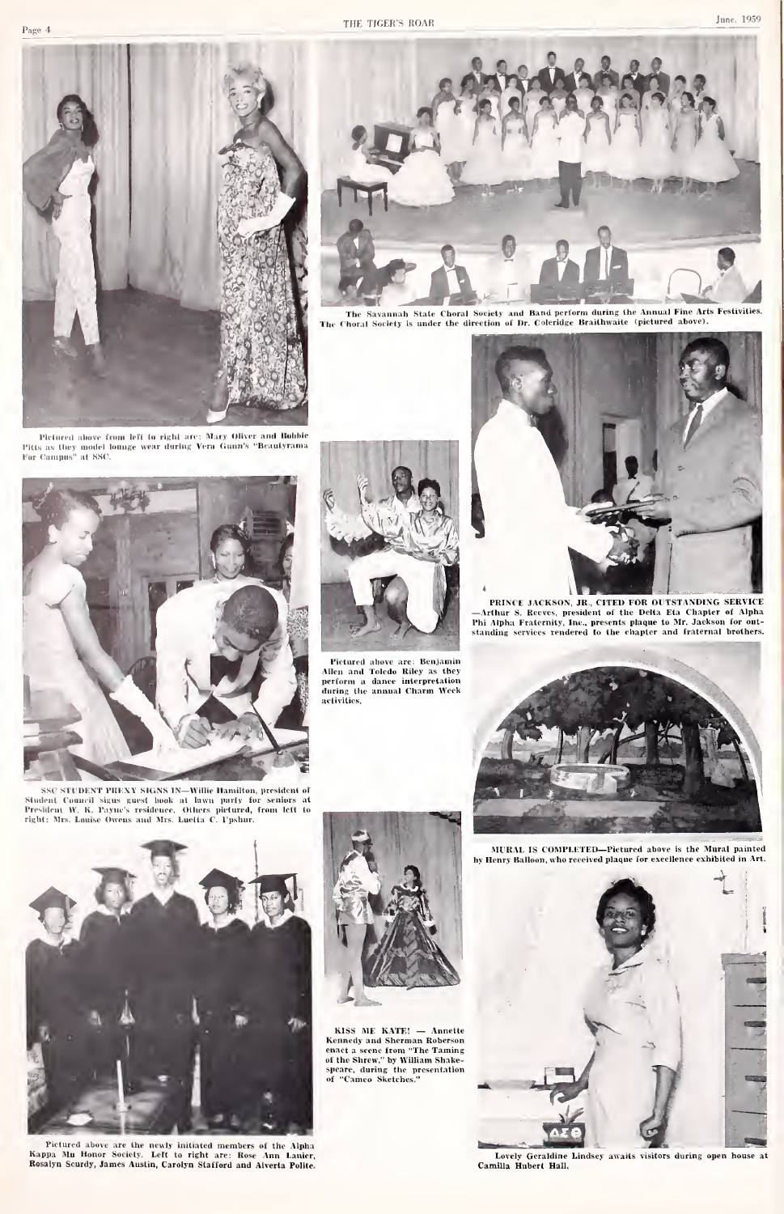Pictured above from left to right are: Mary Oliver and Bobbie Pitts as they model lounge wear during Vera Gunn's "Beautyrama For Campus" at SSC.

The Savannah State Choral Society and Band perform during the Annual Fine Arts Festivities. The Choral Society is under the direction of Dr. Coleridge Braithwaite (pictured above).

**PRINCE JACKSON, JR., CITED FOR OUTSTANDING SERVICE**—Arthur S. Reeves, president of the Delta Eta Chapter of Alpha Phi Alpha Fraternity, Inc., presents plaque to Mr. Jackson for outstanding services rendered to the chapter and fraternal brothers.

Pictured above are: Benjamin Allen and Toledo Riley as they perform a dance interpretation during the annual Charm Week activities.

**SSC STUDENT PREXY SIGNS IN**—Willie Hamilton, president of Student Council signs guest book at lawn party for seniors at President W. K. Payne's residence. Others pictured, from left to right: Mrs. Louise Owens and Mrs. Luetta C. Upshur.

**MURAL IS COMPLETED**—Pictured above is the Mural painted by Henry Balloon, who received plaque for excellence exhibited in Art.

**KISS ME KATE!** — Annette Kennedy and Sherman Roberson enact a scene from "The Taming of the Shrew," by William Shakespeare, during the presentation of "Cameo Sketches."

Pictured above are the newly initiated members of the Alpha Kappa Mu Honor Society. Left to right are: Rose Ann Lanier, Rosalyn Scurdy, James Austin, Carolyn Stafford and Alverta Polite.

Lovely Geraldine Lindsey awaits visitors during open house at Camilla Hubert Hall.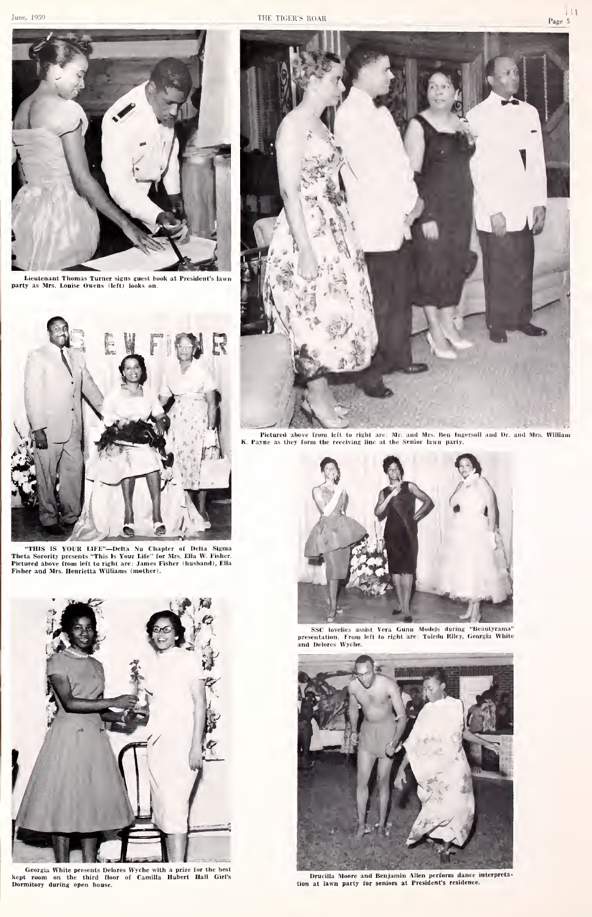Lieutenant Thomas Turner signs guest book at President's lawn party as Mrs. Louise Owens (left) looks on.

Pictured above from left to right are: Mr. and Mrs. Ben Ingersoll and Dr. and Mrs. William K. Payne as they form the receiving line at the Senior lawn party.

"THIS IS YOUR LIFE"—Delta Nu Chapter of Delta Sigma Theta Sorority presents "This Is Your Life" for Mrs. Ella W. Fisher. Pictured above from left to right are: James Fisher (husband), Ella Fisher and Mrs. Henrietta Williams (mother).

SSC lovelies assist Vera Gunn Models during "Beautyrama" presentation. From left to right are: Toledu Riley, Georgia White and Delores Wyche.

Georgia White presents Delores Wyche with a prize for the best kept room on the third floor of Camilla Hubert Hall Girl's Dormitory during open house.

Drucilla Moore and Benjamin Allen perform dance interpretation at lawn party for seniors at President's residence.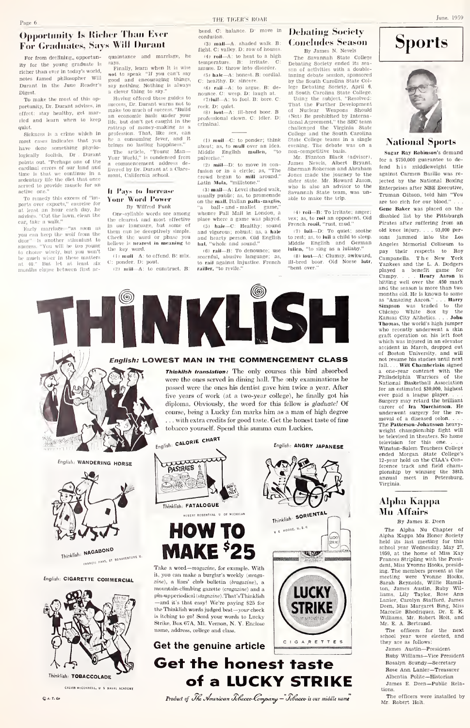## Opportunity Is Richer Than Ever For Graduates, Says Will Durant

For from declining, opportunity for the young graduate is richer than ever in today's world, notes famed philosopher Will Durant in the June Reader's Digest.

To make the most of this opportunity, Dr. Durant advises, in effect: stay healthy, get married and learn when to keep quiet.

Sickness is a crime which in most cases indicates that you have done something physiologically foolish, Dr. Durant points out. "Perhaps one of the cardinal errors of our land and time is that we continue in a sedentary life the diet that once served to provide muscle for an active one."

To remedy this excess of "imports over exports," exercise for at least an hour each day, he advises. "Cut the lawn, clean the car, take a walk."

Early marriage—"as soon as you can keep the wolf from the door" is another stimulant to success. "You will be too young to choose wisely, but you won't be much wiser in these matters at 40." But let at least six months elapse between first acquaintance and marriage, he says.

Finally, learn when it is wise not to speak. "If you can't say good and encouraging things, say nothing. Nothing is always a clever thing to say."

Having offered these guides to success, Dr. Durant warns not to make too much of success. "Build an economic basis under your life, but don't get caught in the rattrap of money-making as a profession. That, like sex, can be a consuming fever, and it brings no lasting happiness."

The article, "Young Man—Your World," is condensed from a commencement address delivered by Dr. Durant at a Claremont, California school.

## It Pays to Increase Your Word Power

By Wilfred Funk

One-syllable words are among the clearest and most effective in our language, but some of them can be deceptively simple. Check the word or phase you believe is **nearest in meaning** to the key word.

(1) **mull**—A: to offend. B: mix. C: ponder. D: pout.

(2) **mill**—A: to construct. B: bend. C: balance. D: move in confusion.

(3) **mall**—A. shaded walk. B: flight. C: valley. D: row of houses.

(4) **roil**—A: to heat to a high temperature. B: irritate. C: amuse. D: throw into disorder.

(5) **hale**—A: honest. B: cordial. C: healthy. D: sincere.

(6) **rail**—A: to argue. B: denounce. C: weep. D: laugh at.

(7) **lull**—A: to fool. B: bore. C: rock. D: quiet.

(8) **lout**—A: ill-bred boor. B professional clown. C: idler. D: criminal.

---

(1) **mull**—C: to ponder; think about; as, to **mull** over an idea. Middle English **mullen**, "to pulverize."

(2) **mill**—D: to move in confusion or in a circle; as, "The crowd began to **mill** around." Latin **Mola**, "millstone."

(3) **mall**—A: Level shaded walk, usually public; as, to promenade on the **mall**. Italian **palla-maglio**, "a ball - and - mallet game," whence Pall Mall in London, a place where a game was played.

(5) **hale**—C: Healthy; sound and vigorous; robust; as, a **hale** and hearty person. Old English **hal**, "whole and sound."

(6) **rail**—B: To denounce; use scornful, abusive language; as, to **rail** against injustice. French **railler**, "to revile."

(4) **roil**—B: To irritate; anger; vex; as, to **roil** an opponent. Old French **rouil**, "rust, mud."

(7) **lull**—D: To quiet; soothe to rest; as, to **lull** a child to sleep. Middle English and German **lullen**, "to sing as a lullaby."

(8) **lout**—A: Clumsy, awkward, ill-bred boor. Old Norse **lutr**, "bent over."

## Debating Society Concludes Season

By James N. Nevels

The Savannah State College Debating Society ended its season of activities with a double-inning debate session, sponsored by the South Carolina State College Debating Society, April 6, at South Carolina State College.

Using the subject, "Resolved: That the Further Development of Nuclear Weapons Should (Not) Be prohibited by International Agreement," the SSC team challenged the Virginia State College and the South Carolina State College teams in a single evening. The debate was on a non-competitive basis.

Mr. Blanton Black (advisor), James Nevels, Albert Bryant, Sherman Roberson and Abraham Jones made the journey to the sister state. Mr. Howard Jason, who is also an advisor to the Savannah State team, was unable to make the trip.

# THINKLISH

### English: LOWEST MAN IN THE COMMENCEMENT CLASS

**Thinklish translation:** The only courses this bird absorbed were the ones served in dining hall. The only examinations he passed were the ones his dentist gave him twice a year. After five years of work (at a two-year college), he finally got his diploma. Obviously, the word for this fellow is *gladuate!* Of course, being a Lucky fan marks him as a man of high degree . . . with extra credits for good taste. Get the honest taste of fine tobacco yourself. Spend this summa cum Luckies.

English: WANDERING HORSE

Thinklish: NAGABOND

FRANCIS HAAS, ST BONAVENTURE U.

English: CALORIE CHART

Thinklish: FATALOGUE

ROBERT ROSENTHAL, U. OF MICHIGAN

English: ANGRY JAPANESE

Thinklish: SORIENTAL

V. E. MOORE, U. S. C.

English: CIGARETTE COMMERCIAL

Thinklish: TOBACCOLADE

CALVIN MCCONNELL, U. S. NAVAL ACADEMY

## HOW TO MAKE $25

Take a word—*magazine*, for example. With it, you can make a burglar's weekly (*swagazine*), a liars' club bulletin (*bragazine*), a mountain-climbing gazette (*cragazine*) and a pin-up periodical (*stagazine*). That's Thinklish—and it's that easy! We're paying $25 for the Thinklish words judged best—*your* check is itching to go! Send your words to Lucky Strike, Box 67A, Mt. Vernon, N. Y. Enclose name, address, college and class.

**Get the genuine article**

## Get the honest taste of a LUCKY STRIKE

*Product of The American Tobacco Company—"Tobacco is our middle name"*

© A. T. Co.

# Sports

## National Sports

**Sugar Ray Robinson's** demand for a $750,000 guarantee to defend his middleweight title against Carmen Basilio was rejected by the National Boxing Enterprises after NBE Executive, Truman Gibson, told him "You are too rich for our blood." . . . **Gene Baker** was placed on the disabled list by the Pittsburgh Pirates after suffering from an old knee injury. . . . 93,000 persons jammed into the Los Angeles Memorial Coliseum to pay their respects to Roy Campanella. The New York Yankees and the L. A. Dodgers played a benefit game for Campy. . . . **Henry Aaron** is hitting well over the .450 mark and the season is more than two months old. He is known to some as "Amazing Aaron." . . . **Harry Simpson** was traded to the Chicago White Sox by the Kansas City Athletics. . . . **John Thomas**, the world's high jumper who recently underwent a skin graft operation on his left foot which was injured in an elevator accident in March, dropped out of Boston University, and will not resume his studies until next fall. . . . **Wilt Chamberlain** signed a one-year contract with the Philadelphia Warriors of the National Basketball Association for an estimated $30,000, highest ever paid a league player. . . . Surgery may retard the brilliant career of **Ira Murchinson**. He underwent surgery for the removal of a diseased colon. . . . The **Patterson-Johansson** heavyweight championship fight will be televised in theaters. No home television for this one. . . . Winston-Salem Teachers College ended Morgan State College's 12-year hold on the CIAA's Conference track and field championship by winning the 38th annual meet in Petersburg, Virginia.

## Alpha Kappa Mu Affairs

By James E. Deen

The Alpha Nu Chapter of Alpha Kappa Mu Honor Society held its last meeting for this school year Wednesday, May 27, 1959, at the home of Miss Kay Frances Stripling with the President, Miss Yvonne Hooks, presiding. The members present at the meeting were Yvonne Hooks, Sarah Reynolds, Willie Hamilton, James Austin, Ruby Williams, Lily Taylor, Rose Ann Lanier, Carolyn Stafford, James Deen, Miss Margaret Bing, Miss Marcelle Rhodriquez, Dr. E. K. Williams, Mr. Robert Holt, and Mr. E. A. Bertrand.

The officers for the next school year were elected, and they are as follows:

- James Austin—President
- Ruby Williams—Vice President
- Rosalyn Scundy—Secretary
- Rose Ann Lanier—Treasurer
- Albentia Polite—Historian
- James E. Deen—Public Relations.

The officers were installed by Mr. Robert Holt.